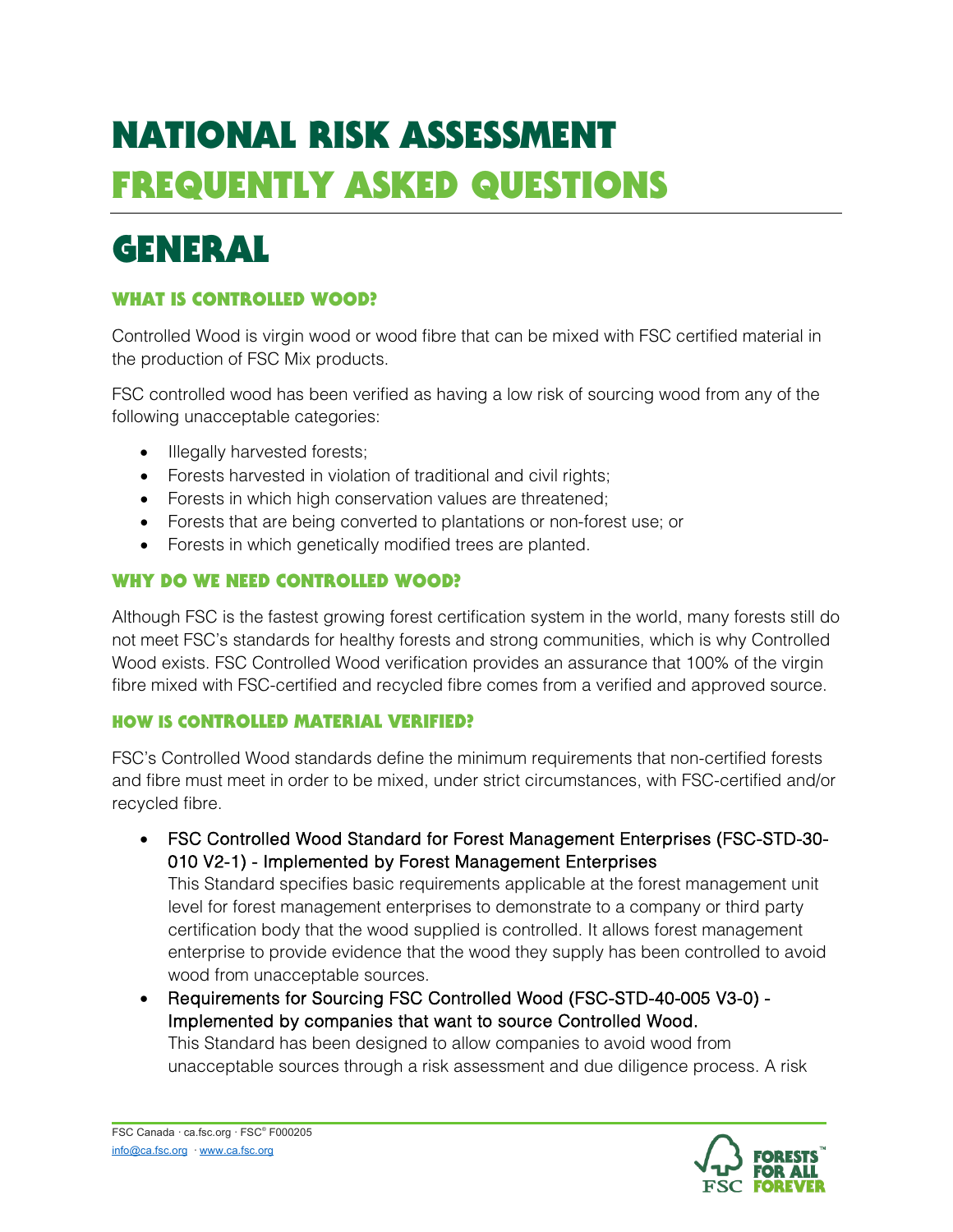# NATIONAL RISK ASSESSMENT FREQUENTLY ASKED QUESTIONS

## GENERAL

### WHAT IS CONTROLLED WOOD?

Controlled Wood is virgin wood or wood fibre that can be mixed with FSC certified material in the production of FSC Mix products.

FSC controlled wood has been verified as having a low risk of sourcing wood from any of the following unacceptable categories:

- Illegally harvested forests;
- Forests harvested in violation of traditional and civil rights;
- Forests in which high conservation values are threatened;
- Forests that are being converted to plantations or non-forest use; or
- Forests in which genetically modified trees are planted.

### WHY DO WE NEED CONTROLLED WOOD?

Although FSC is the fastest growing forest certification system in the world, many forests still do not meet FSC's standards for healthy forests and strong communities, which is why Controlled Wood exists. FSC Controlled Wood verification provides an assurance that 100% of the virgin fibre mixed with FSC-certified and recycled fibre comes from a verified and approved source.

### HOW IS CONTROLLED MATERIAL VERIFIED?

FSC's Controlled Wood standards define the minimum requirements that non-certified forests and fibre must meet in order to be mixed, under strict circumstances, with FSC-certified and/or recycled fibre.

- FSC Controlled Wood Standard for Forest Management Enterprises (FSC-STD-30-010 V2-1) - Implemented by Forest Management Enterprises
  This Standard specifies basic requirements applicable at the forest management unit level for forest management enterprises to demonstrate to a company or third party certification body that the wood supplied is controlled. It allows forest management enterprise to provide evidence that the wood they supply has been controlled to avoid wood from unacceptable sources.
- Requirements for Sourcing FSC Controlled Wood (FSC-STD-40-005 V3-0) - Implemented by companies that want to source Controlled Wood.
  This Standard has been designed to allow companies to avoid wood from unacceptable sources through a risk assessment and due diligence process. A risk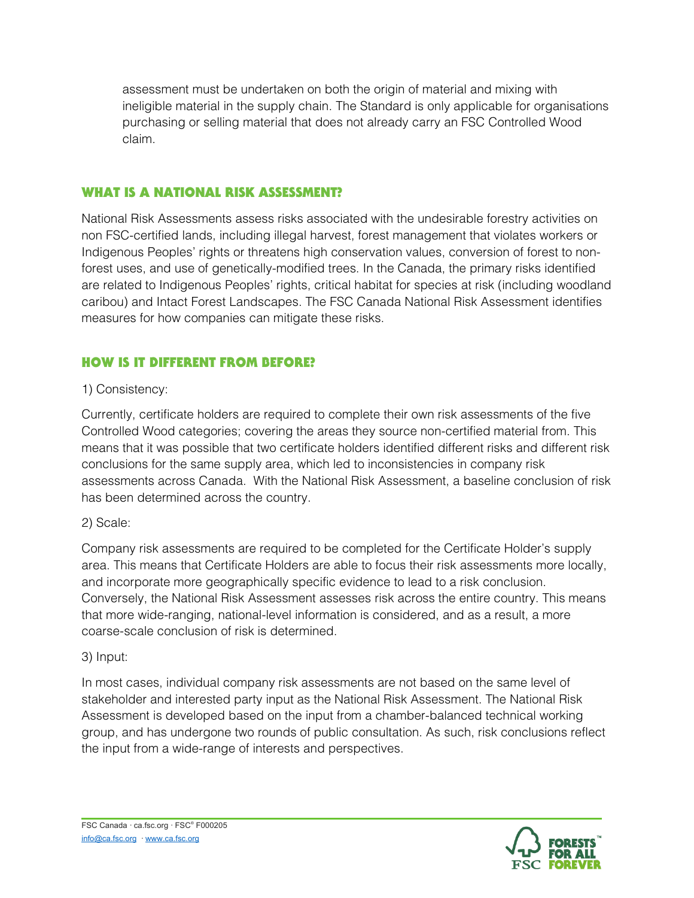assessment must be undertaken on both the origin of material and mixing with ineligible material in the supply chain. The Standard is only applicable for organisations purchasing or selling material that does not already carry an FSC Controlled Wood claim.

## WHAT IS A NATIONAL RISK ASSESSMENT?

National Risk Assessments assess risks associated with the undesirable forestry activities on non FSC-certified lands, including illegal harvest, forest management that violates workers or Indigenous Peoples' rights or threatens high conservation values, conversion of forest to non-forest uses, and use of genetically-modified trees. In the Canada, the primary risks identified are related to Indigenous Peoples' rights, critical habitat for species at risk (including woodland caribou) and Intact Forest Landscapes. The FSC Canada National Risk Assessment identifies measures for how companies can mitigate these risks.

## HOW IS IT DIFFERENT FROM BEFORE?

1) Consistency:

Currently, certificate holders are required to complete their own risk assessments of the five Controlled Wood categories; covering the areas they source non-certified material from. This means that it was possible that two certificate holders identified different risks and different risk conclusions for the same supply area, which led to inconsistencies in company risk assessments across Canada. With the National Risk Assessment, a baseline conclusion of risk has been determined across the country.

2) Scale:

Company risk assessments are required to be completed for the Certificate Holder's supply area. This means that Certificate Holders are able to focus their risk assessments more locally, and incorporate more geographically specific evidence to lead to a risk conclusion. Conversely, the National Risk Assessment assesses risk across the entire country. This means that more wide-ranging, national-level information is considered, and as a result, a more coarse-scale conclusion of risk is determined.

3) Input:

In most cases, individual company risk assessments are not based on the same level of stakeholder and interested party input as the National Risk Assessment. The National Risk Assessment is developed based on the input from a chamber-balanced technical working group, and has undergone two rounds of public consultation. As such, risk conclusions reflect the input from a wide-range of interests and perspectives.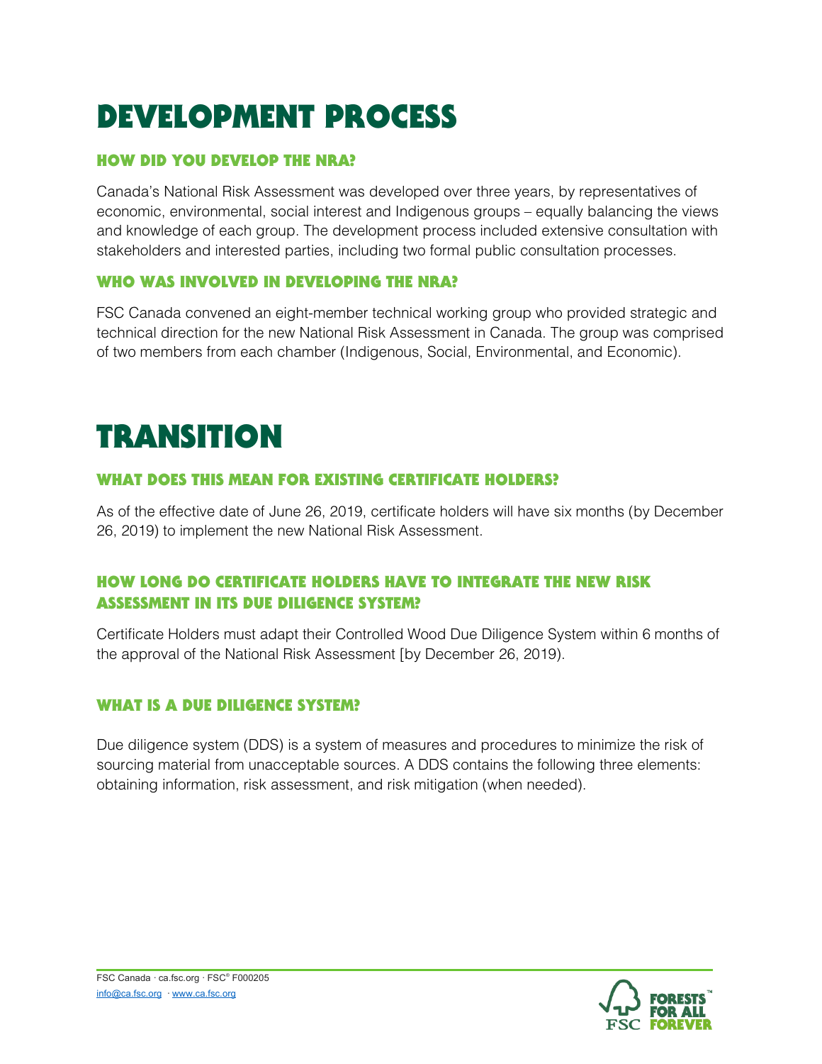# DEVELOPMENT PROCESS

### HOW DID YOU DEVELOP THE NRA?

Canada's National Risk Assessment was developed over three years, by representatives of economic, environmental, social interest and Indigenous groups – equally balancing the views and knowledge of each group. The development process included extensive consultation with stakeholders and interested parties, including two formal public consultation processes.

### WHO WAS INVOLVED IN DEVELOPING THE NRA?

FSC Canada convened an eight-member technical working group who provided strategic and technical direction for the new National Risk Assessment in Canada. The group was comprised of two members from each chamber (Indigenous, Social, Environmental, and Economic).

# TRANSITION

### WHAT DOES THIS MEAN FOR EXISTING CERTIFICATE HOLDERS?

As of the effective date of June 26, 2019, certificate holders will have six months (by December 26, 2019) to implement the new National Risk Assessment.

### HOW LONG DO CERTIFICATE HOLDERS HAVE TO INTEGRATE THE NEW RISK ASSESSMENT IN ITS DUE DILIGENCE SYSTEM?

Certificate Holders must adapt their Controlled Wood Due Diligence System within 6 months of the approval of the National Risk Assessment [by December 26, 2019).

### WHAT IS A DUE DILIGENCE SYSTEM?

Due diligence system (DDS) is a system of measures and procedures to minimize the risk of sourcing material from unacceptable sources. A DDS contains the following three elements: obtaining information, risk assessment, and risk mitigation (when needed).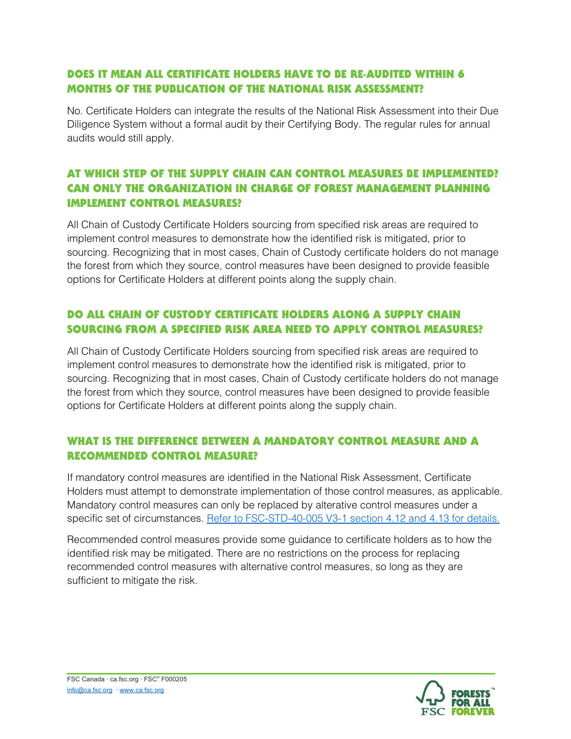### DOES IT MEAN ALL CERTIFICATE HOLDERS HAVE TO BE RE-AUDITED WITHIN 6 MONTHS OF THE PUBLICATION OF THE NATIONAL RISK ASSESSMENT?

No. Certificate Holders can integrate the results of the National Risk Assessment into their Due Diligence System without a formal audit by their Certifying Body. The regular rules for annual audits would still apply.

### AT WHICH STEP OF THE SUPPLY CHAIN CAN CONTROL MEASURES BE IMPLEMENTED? CAN ONLY THE ORGANIZATION IN CHARGE OF FOREST MANAGEMENT PLANNING IMPLEMENT CONTROL MEASURES?

All Chain of Custody Certificate Holders sourcing from specified risk areas are required to implement control measures to demonstrate how the identified risk is mitigated, prior to sourcing. Recognizing that in most cases, Chain of Custody certificate holders do not manage the forest from which they source, control measures have been designed to provide feasible options for Certificate Holders at different points along the supply chain.

### DO ALL CHAIN OF CUSTODY CERTIFICATE HOLDERS ALONG A SUPPLY CHAIN SOURCING FROM A SPECIFIED RISK AREA NEED TO APPLY CONTROL MEASURES?

All Chain of Custody Certificate Holders sourcing from specified risk areas are required to implement control measures to demonstrate how the identified risk is mitigated, prior to sourcing. Recognizing that in most cases, Chain of Custody certificate holders do not manage the forest from which they source, control measures have been designed to provide feasible options for Certificate Holders at different points along the supply chain.

### WHAT IS THE DIFFERENCE BETWEEN A MANDATORY CONTROL MEASURE AND A RECOMMENDED CONTROL MEASURE?

If mandatory control measures are identified in the National Risk Assessment, Certificate Holders must attempt to demonstrate implementation of those control measures, as applicable. Mandatory control measures can only be replaced by alterative control measures under a specific set of circumstances. [Refer to FSC-STD-40-005 V3-1 section 4.12 and 4.13 for details.]()

Recommended control measures provide some guidance to certificate holders as to how the identified risk may be mitigated. There are no restrictions on the process for replacing recommended control measures with alternative control measures, so long as they are sufficient to mitigate the risk.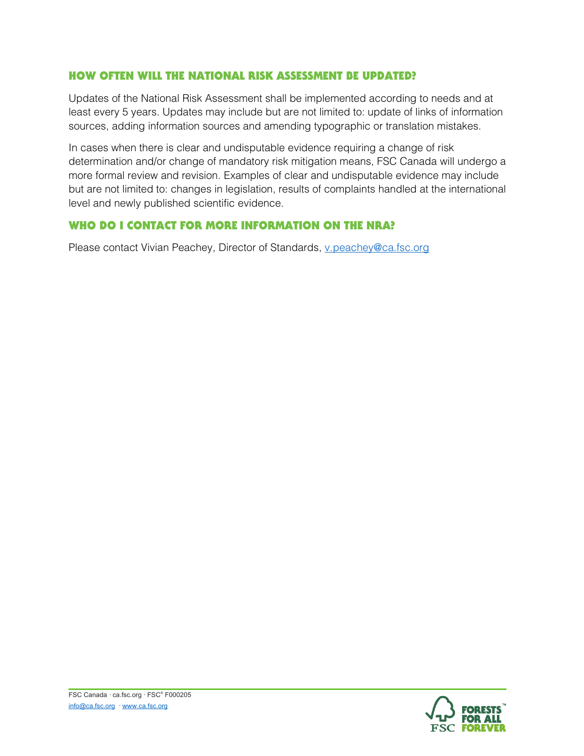## HOW OFTEN WILL THE NATIONAL RISK ASSESSMENT BE UPDATED?

Updates of the National Risk Assessment shall be implemented according to needs and at least every 5 years. Updates may include but are not limited to: update of links of information sources, adding information sources and amending typographic or translation mistakes.

In cases when there is clear and undisputable evidence requiring a change of risk determination and/or change of mandatory risk mitigation means, FSC Canada will undergo a more formal review and revision. Examples of clear and undisputable evidence may include but are not limited to: changes in legislation, results of complaints handled at the international level and newly published scientific evidence.

## WHO DO I CONTACT FOR MORE INFORMATION ON THE NRA?

Please contact Vivian Peachey, Director of Standards, v.peachey@ca.fsc.org